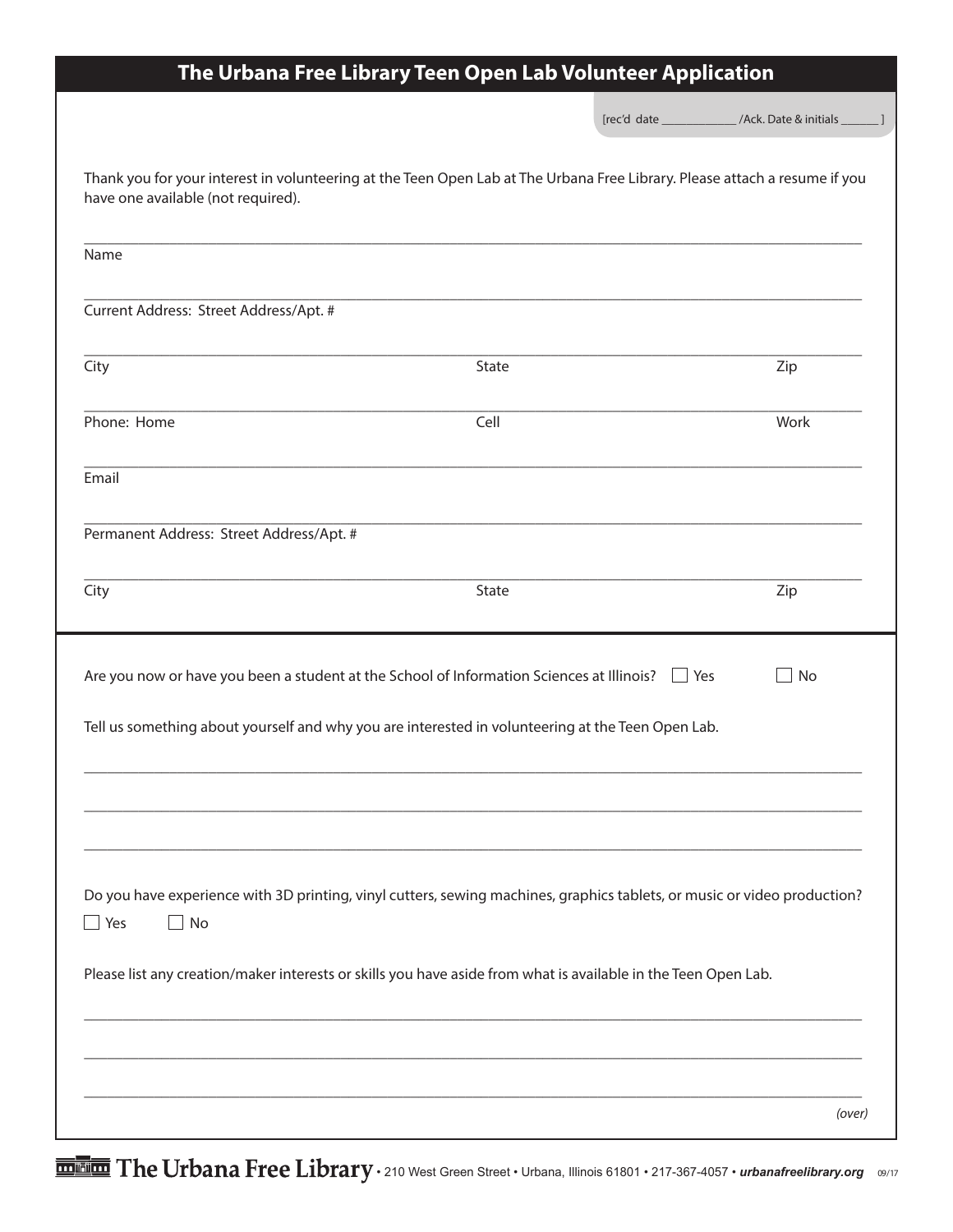# The Urbana Free Library Teen Open Lab Volunteer Application

[rec'd date ____________ /Ack. Date & initials ______ ]

Thank you for your interest in volunteering at the Teen Open Lab at The Urbana Free Library. Please attach a resume if you have one available (not required).

Name ______________________________________________

Current Address: Street Address/Apt. # ______________________________________________

City ________________ State ________________ Zip ________________

Phone: Home ________________ Cell ________________ Work ________________

Email ______________________________________________

Permanent Address: Street Address/Apt. # ______________________________________________

City ________________ State ________________ Zip ________________

---

Are you now or have you been a student at the School of Information Sciences at Illinois? ☐ Yes ☐ No

Tell us something about yourself and why you are interested in volunteering at the Teen Open Lab.

______________________________________________

______________________________________________

______________________________________________

Do you have experience with 3D printing, vinyl cutters, sewing machines, graphics tablets, or music or video production?

☐ Yes ☐ No

Please list any creation/maker interests or skills you have aside from what is available in the Teen Open Lab.

______________________________________________

______________________________________________

______________________________________________

*(over)*

The Urbana Free Library • 210 West Green Street • Urbana, Illinois 61801 • 217-367-4057 • ***urbanafreelibrary.org*** 09/17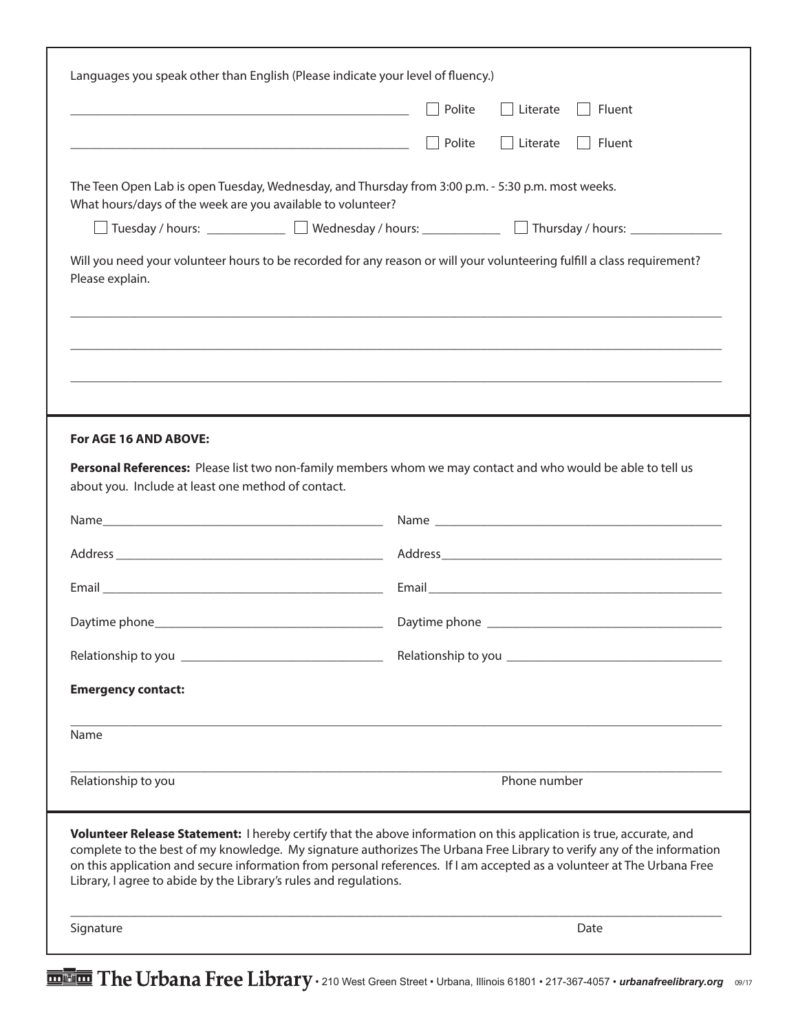Languages you speak other than English (Please indicate your level of fluency.)

\_\_\_\_\_\_\_\_\_\_\_\_\_\_\_\_\_\_\_\_\_\_\_\_\_\_\_\_\_\_\_\_\_\_\_\_\_\_\_\_ ☐ Polite ☐ Literate ☐ Fluent

\_\_\_\_\_\_\_\_\_\_\_\_\_\_\_\_\_\_\_\_\_\_\_\_\_\_\_\_\_\_\_\_\_\_\_\_\_\_\_\_ ☐ Polite ☐ Literate ☐ Fluent

The Teen Open Lab is open Tuesday, Wednesday, and Thursday from 3:00 p.m. - 5:30 p.m. most weeks.
What hours/days of the week are you available to volunteer?

☐ Tuesday / hours: \_\_\_\_\_\_\_\_\_\_ ☐ Wednesday / hours: \_\_\_\_\_\_\_\_\_\_ ☐ Thursday / hours: \_\_\_\_\_\_\_\_\_\_

Will you need your volunteer hours to be recorded for any reason or will your volunteering fulfill a class requirement? Please explain.

\_\_\_\_\_\_\_\_\_\_\_\_\_\_\_\_\_\_\_\_\_\_\_\_\_\_\_\_\_\_\_\_\_\_\_\_\_\_\_\_\_\_\_\_\_\_\_\_\_\_\_\_\_\_\_\_\_\_\_\_\_\_\_\_\_\_\_\_\_\_\_\_\_\_\_\_\_\_

\_\_\_\_\_\_\_\_\_\_\_\_\_\_\_\_\_\_\_\_\_\_\_\_\_\_\_\_\_\_\_\_\_\_\_\_\_\_\_\_\_\_\_\_\_\_\_\_\_\_\_\_\_\_\_\_\_\_\_\_\_\_\_\_\_\_\_\_\_\_\_\_\_\_\_\_\_\_

\_\_\_\_\_\_\_\_\_\_\_\_\_\_\_\_\_\_\_\_\_\_\_\_\_\_\_\_\_\_\_\_\_\_\_\_\_\_\_\_\_\_\_\_\_\_\_\_\_\_\_\_\_\_\_\_\_\_\_\_\_\_\_\_\_\_\_\_\_\_\_\_\_\_\_\_\_\_

**For AGE 16 AND ABOVE:**

**Personal References:** Please list two non-family members whom we may contact and who would be able to tell us about you. Include at least one method of contact.

| | |
|---|---|
| Name \_\_\_\_\_\_\_\_\_\_\_\_\_\_\_\_\_\_\_\_ | Name \_\_\_\_\_\_\_\_\_\_\_\_\_\_\_\_\_\_\_\_ |
| Address \_\_\_\_\_\_\_\_\_\_\_\_\_\_\_\_\_\_\_\_ | Address \_\_\_\_\_\_\_\_\_\_\_\_\_\_\_\_\_\_\_\_ |
| Email \_\_\_\_\_\_\_\_\_\_\_\_\_\_\_\_\_\_\_\_ | Email \_\_\_\_\_\_\_\_\_\_\_\_\_\_\_\_\_\_\_\_ |
| Daytime phone \_\_\_\_\_\_\_\_\_\_\_\_\_\_\_\_\_\_\_\_ | Daytime phone \_\_\_\_\_\_\_\_\_\_\_\_\_\_\_\_\_\_\_\_ |
| Relationship to you \_\_\_\_\_\_\_\_\_\_\_\_\_\_\_\_\_\_\_\_ | Relationship to you \_\_\_\_\_\_\_\_\_\_\_\_\_\_\_\_\_\_\_\_ |

**Emergency contact:**

\_\_\_\_\_\_\_\_\_\_\_\_\_\_\_\_\_\_\_\_\_\_\_\_\_\_\_\_\_\_\_\_\_\_\_\_\_\_\_\_\_\_\_\_\_\_\_\_\_\_\_\_\_\_\_\_\_\_\_\_\_\_\_\_\_\_\_\_\_\_\_\_\_\_\_\_\_\_

Name

\_\_\_\_\_\_\_\_\_\_\_\_\_\_\_\_\_\_\_\_\_\_\_\_\_\_\_\_\_\_\_\_\_\_\_\_\_\_\_\_\_\_\_\_\_\_\_\_\_\_\_\_\_\_\_\_\_\_\_\_\_\_\_\_\_\_\_\_\_\_\_\_\_\_\_\_\_\_

Relationship to you                                        Phone number

**Volunteer Release Statement:** I hereby certify that the above information on this application is true, accurate, and complete to the best of my knowledge. My signature authorizes The Urbana Free Library to verify any of the information on this application and secure information from personal references. If I am accepted as a volunteer at The Urbana Free Library, I agree to abide by the Library's rules and regulations.

\_\_\_\_\_\_\_\_\_\_\_\_\_\_\_\_\_\_\_\_\_\_\_\_\_\_\_\_\_\_\_\_\_\_\_\_\_\_\_\_\_\_\_\_\_\_\_\_\_\_\_\_\_\_\_\_\_\_\_\_\_\_\_\_\_\_\_\_\_\_\_\_\_\_\_\_\_\_

Signature                                        Date

The Urbana Free Library • 210 West Green Street • Urbana, Illinois 61801 • 217-367-4057 • *urbanafreelibrary.org* 09/17